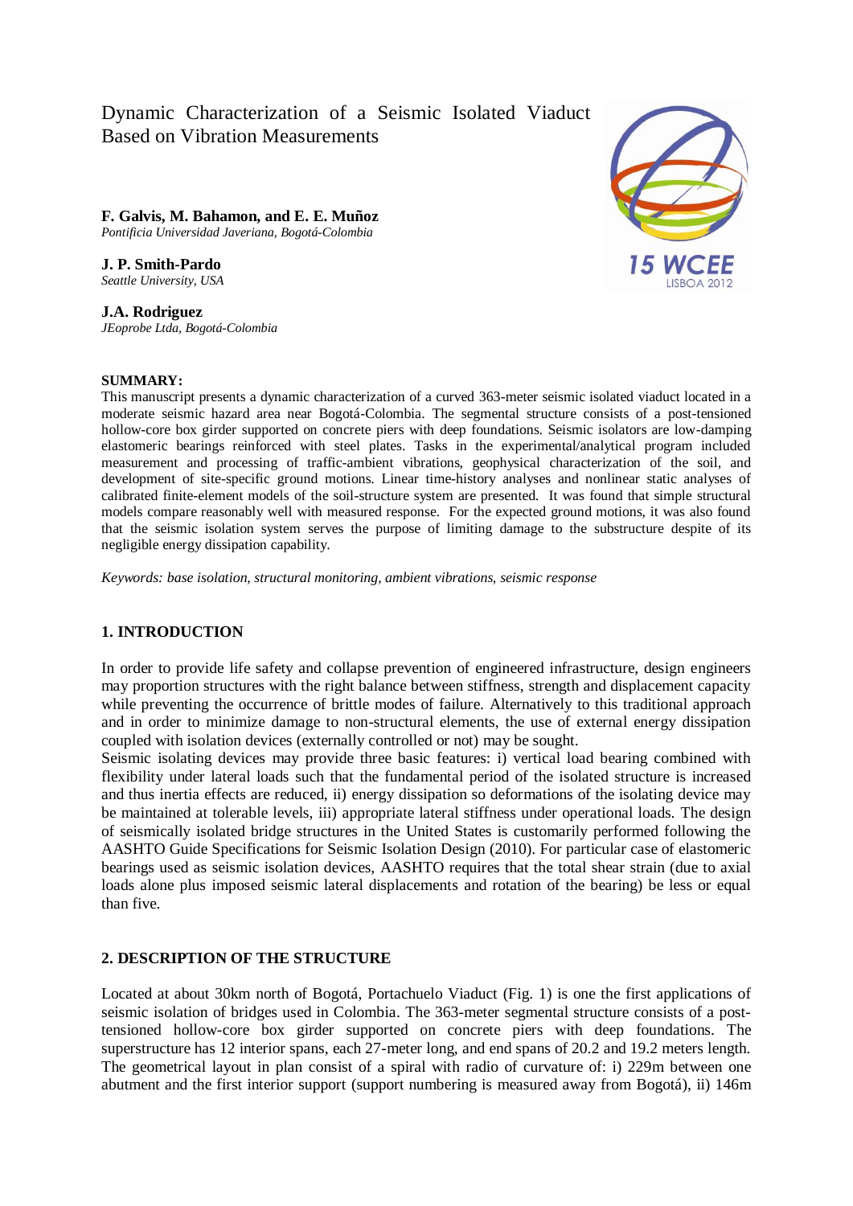# Dynamic Characterization of a Seismic Isolated Viaduct Based on Vibration Measurements

**F. Galvis, M. Bahamon, and E. E. Muñoz**
*Pontificia Universidad Javeriana, Bogotá-Colombia*

**J. P. Smith-Pardo**
*Seattle University, USA*

**J.A. Rodriguez**
*JEoprobe Ltda, Bogotá-Colombia*

**SUMMARY:**

This manuscript presents a dynamic characterization of a curved 363-meter seismic isolated viaduct located in a moderate seismic hazard area near Bogotá-Colombia. The segmental structure consists of a post-tensioned hollow-core box girder supported on concrete piers with deep foundations. Seismic isolators are low-damping elastomeric bearings reinforced with steel plates. Tasks in the experimental/analytical program included measurement and processing of traffic-ambient vibrations, geophysical characterization of the soil, and development of site-specific ground motions. Linear time-history analyses and nonlinear static analyses of calibrated finite-element models of the soil-structure system are presented. It was found that simple structural models compare reasonably well with measured response. For the expected ground motions, it was also found that the seismic isolation system serves the purpose of limiting damage to the substructure despite of its negligible energy dissipation capability.

*Keywords: base isolation, structural monitoring, ambient vibrations, seismic response*

## 1. INTRODUCTION

In order to provide life safety and collapse prevention of engineered infrastructure, design engineers may proportion structures with the right balance between stiffness, strength and displacement capacity while preventing the occurrence of brittle modes of failure. Alternatively to this traditional approach and in order to minimize damage to non-structural elements, the use of external energy dissipation coupled with isolation devices (externally controlled or not) may be sought.

Seismic isolating devices may provide three basic features: i) vertical load bearing combined with flexibility under lateral loads such that the fundamental period of the isolated structure is increased and thus inertia effects are reduced, ii) energy dissipation so deformations of the isolating device may be maintained at tolerable levels, iii) appropriate lateral stiffness under operational loads. The design of seismically isolated bridge structures in the United States is customarily performed following the AASHTO Guide Specifications for Seismic Isolation Design (2010). For particular case of elastomeric bearings used as seismic isolation devices, AASHTO requires that the total shear strain (due to axial loads alone plus imposed seismic lateral displacements and rotation of the bearing) be less or equal than five.

## 2. DESCRIPTION OF THE STRUCTURE

Located at about 30km north of Bogotá, Portachuelo Viaduct (Fig. 1) is one the first applications of seismic isolation of bridges used in Colombia. The 363-meter segmental structure consists of a post-tensioned hollow-core box girder supported on concrete piers with deep foundations. The superstructure has 12 interior spans, each 27-meter long, and end spans of 20.2 and 19.2 meters length. The geometrical layout in plan consist of a spiral with radio of curvature of: i) 229m between one abutment and the first interior support (support numbering is measured away from Bogotá), ii) 146m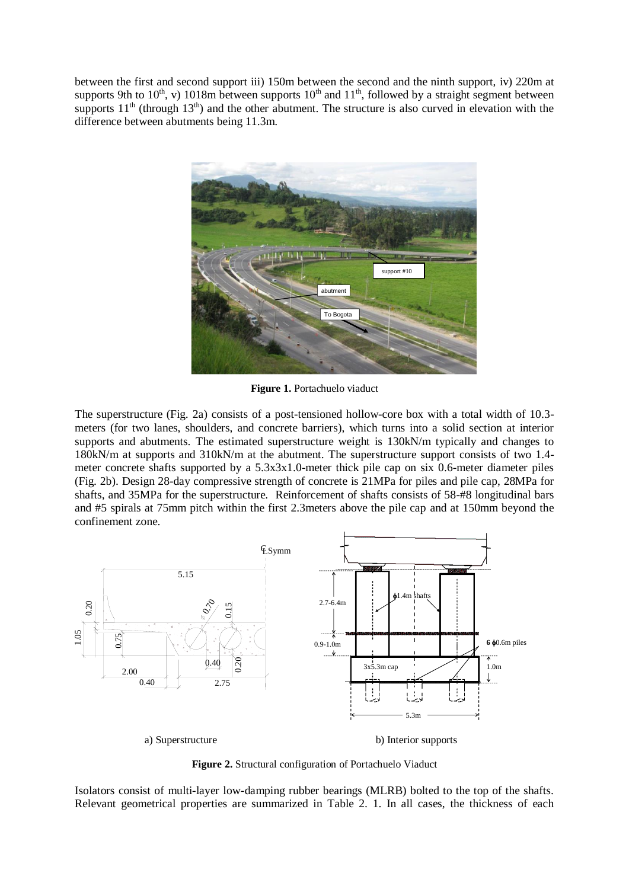between the first and second support iii) 150m between the second and the ninth support, iv) 220m at supports 9th to 10th, v) 1018m between supports 10th and 11th, followed by a straight segment between supports 11th (through 13th) and the other abutment. The structure is also curved in elevation with the difference between abutments being 11.3m.

**Figure 1.** Portachuelo viaduct

The superstructure (Fig. 2a) consists of a post-tensioned hollow-core box with a total width of 10.3-meters (for two lanes, shoulders, and concrete barriers), which turns into a solid section at interior supports and abutments. The estimated superstructure weight is 130kN/m typically and changes to 180kN/m at supports and 310kN/m at the abutment. The superstructure support consists of two 1.4-meter concrete shafts supported by a 5.3x3x1.0-meter thick pile cap on six 0.6-meter diameter piles (Fig. 2b). Design 28-day compressive strength of concrete is 21MPa for piles and pile cap, 28MPa for shafts, and 35MPa for the superstructure. Reinforcement of shafts consists of 58-#8 longitudinal bars and #5 spirals at 75mm pitch within the first 2.3meters above the pile cap and at 150mm beyond the confinement zone.

a) Superstructure

b) Interior supports

**Figure 2.** Structural configuration of Portachuelo Viaduct

Isolators consist of multi-layer low-damping rubber bearings (MLRB) bolted to the top of the shafts. Relevant geometrical properties are summarized in Table 2. 1. In all cases, the thickness of each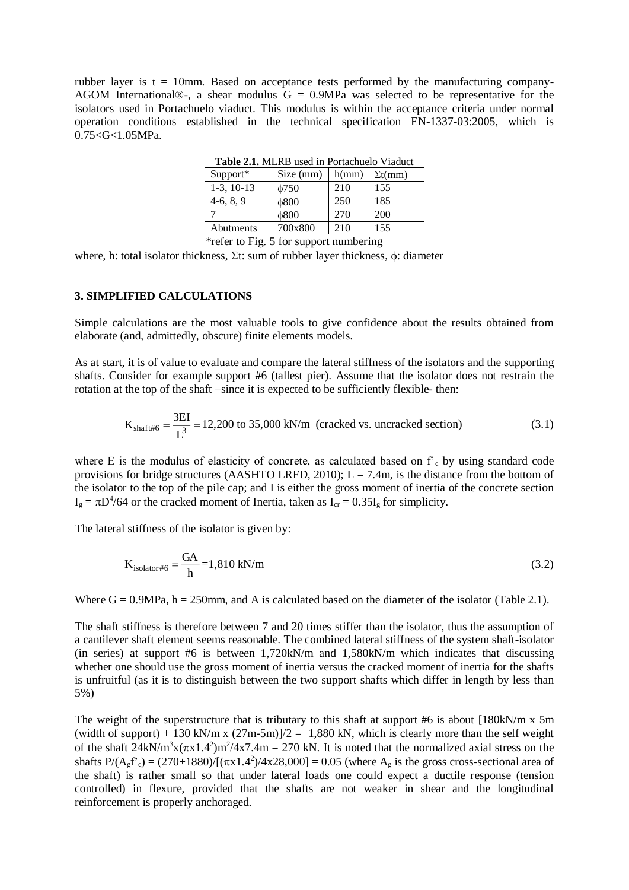rubber layer is t = 10mm. Based on acceptance tests performed by the manufacturing company-AGOM International®-, a shear modulus G = 0.9MPa was selected to be representative for the isolators used in Portachuelo viaduct. This modulus is within the acceptance criteria under normal operation conditions established in the technical specification EN-1337-03:2005, which is 0.75<G<1.05MPa.

**Table 2.1.** MLRB used in Portachuelo Viaduct

| Support* | Size (mm) | h(mm) | Σt(mm) |
|---|---|---|---|
| 1-3, 10-13 | ϕ750 | 210 | 155 |
| 4-6, 8, 9 | ϕ800 | 250 | 185 |
| 7 | ϕ800 | 270 | 200 |
| Abutments | 700x800 | 210 | 155 |

*refer to Fig. 5 for support numbering

where, h: total isolator thickness, Σt: sum of rubber layer thickness, ϕ: diameter

## 3. SIMPLIFIED CALCULATIONS

Simple calculations are the most valuable tools to give confidence about the results obtained from elaborate (and, admittedly, obscure) finite elements models.

As at start, it is of value to evaluate and compare the lateral stiffness of the isolators and the supporting shafts. Consider for example support #6 (tallest pier). Assume that the isolator does not restrain the rotation at the top of the shaft –since it is expected to be sufficiently flexible- then:

$$K_{shaft\#6} = \frac{3EI}{L^3} = 12{,}200 \text{ to } 35{,}000 \text{ kN/m (cracked vs. uncracked section)} \tag{3.1}$$

where E is the modulus of elasticity of concrete, as calculated based on $f'_c$ by using standard code provisions for bridge structures (AASHTO LRFD, 2010); L = 7.4m, is the distance from the bottom of the isolator to the top of the pile cap; and I is either the gross moment of inertia of the concrete section $I_g = \pi D^4/64$ or the cracked moment of Inertia, taken as $I_{cr} = 0.35I_g$ for simplicity.

The lateral stiffness of the isolator is given by:

$$K_{isolator\#6} = \frac{GA}{h} = 1{,}810 \text{ kN/m} \tag{3.2}$$

Where G = 0.9MPa, h = 250mm, and A is calculated based on the diameter of the isolator (Table 2.1).

The shaft stiffness is therefore between 7 and 20 times stiffer than the isolator, thus the assumption of a cantilever shaft element seems reasonable. The combined lateral stiffness of the system shaft-isolator (in series) at support #6 is between 1,720kN/m and 1,580kN/m which indicates that discussing whether one should use the gross moment of inertia versus the cracked moment of inertia for the shafts is unfruitful (as it is to distinguish between the two support shafts which differ in length by less than 5%)

The weight of the superstructure that is tributary to this shaft at support #6 is about [180kN/m x 5m (width of support) + 130 kN/m x (27m-5m)]/2 = 1,880 kN, which is clearly more than the self weight of the shaft $24\text{kN/m}^3 \text{x}(\pi \text{x}1.4^2)\text{m}^2/4\text{x}7.4\text{m} = 270$ kN. It is noted that the normalized axial stress on the shafts $P/(A_g f'_c) = (270+1880)/[(\pi \text{x}1.4^2)/4\text{x}28{,}000] = 0.05$ (where $A_g$ is the gross cross-sectional area of the shaft) is rather small so that under lateral loads one could expect a ductile response (tension controlled) in flexure, provided that the shafts are not weaker in shear and the longitudinal reinforcement is properly anchoraged.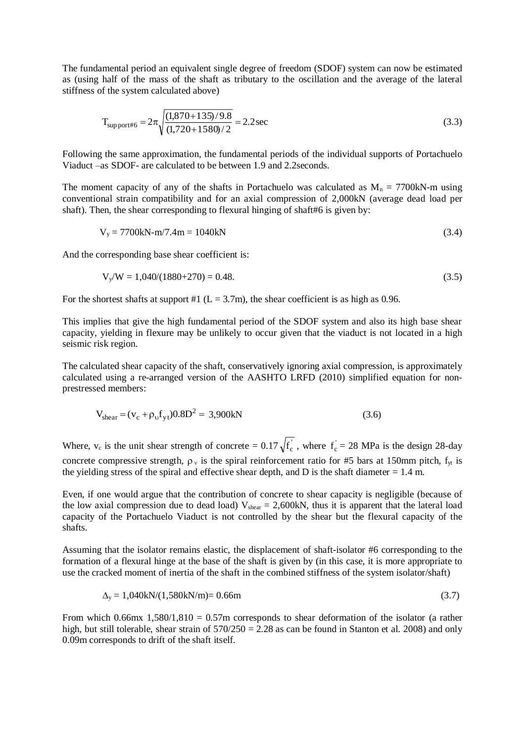The fundamental period an equivalent single degree of freedom (SDOF) system can now be estimated as (using half of the mass of the shaft as tributary to the oscillation and the average of the lateral stiffness of the system calculated above)

$$T_{\sup port\#6} = 2\pi\sqrt{\frac{(1{,}870+135)/9.8}{(1{,}720+1580)/2}} = 2.2\sec \tag{3.3}$$

Following the same approximation, the fundamental periods of the individual supports of Portachuelo Viaduct –as SDOF- are calculated to be between 1.9 and 2.2seconds.

The moment capacity of any of the shafts in Portachuelo was calculated as $M_n$ = 7700kN-m using conventional strain compatibility and for an axial compression of 2,000kN (average dead load per shaft). Then, the shear corresponding to flexural hinging of shaft#6 is given by:

$$V_y = 7700\text{kN-m}/7.4\text{m} = 1040\text{kN} \tag{3.4}$$

And the corresponding base shear coefficient is:

$$V_y/W = 1{,}040/(1880+270) = 0.48. \tag{3.5}$$

For the shortest shafts at support #1 (L = 3.7m), the shear coefficient is as high as 0.96.

This implies that give the high fundamental period of the SDOF system and also its high base shear capacity, yielding in flexure may be unlikely to occur given that the viaduct is not located in a high seismic risk region.

The calculated shear capacity of the shaft, conservatively ignoring axial compression, is approximately calculated using a re-arranged version of the AASHTO LRFD (2010) simplified equation for non-prestressed members:

$$V_{\text{shear}} = (v_c + \rho_\upsilon f_{yt})0.8D^2 = 3{,}900\text{kN} \tag{3.6}$$

Where, $v_c$ is the unit shear strength of concrete = $0.17\sqrt{f_c^{'}}$, where $f_c^{'}$ = 28 MPa is the design 28-day concrete compressive strength, $\rho_v$ is the spiral reinforcement ratio for #5 bars at 150mm pitch, $f_{yt}$ is the yielding stress of the spiral and effective shear depth, and D is the shaft diameter = 1.4 m.

Even, if one would argue that the contribution of concrete to shear capacity is negligible (because of the low axial compression due to dead load) $V_{shear}$ = 2,600kN, thus it is apparent that the lateral load capacity of the Portachuelo Viaduct is not controlled by the shear but the flexural capacity of the shafts.

Assuming that the isolator remains elastic, the displacement of shaft-isolator #6 corresponding to the formation of a flexural hinge at the base of the shaft is given by (in this case, it is more appropriate to use the cracked moment of inertia of the shaft in the combined stiffness of the system isolator/shaft)

$$\Delta_y = 1{,}040\text{kN}/(1{,}580\text{kN/m}) = 0.66\text{m} \tag{3.7}$$

From which 0.66mx 1,580/1,810 = 0.57m corresponds to shear deformation of the isolator (a rather high, but still tolerable, shear strain of 570/250 = 2.28 as can be found in Stanton et al. 2008) and only 0.09m corresponds to drift of the shaft itself.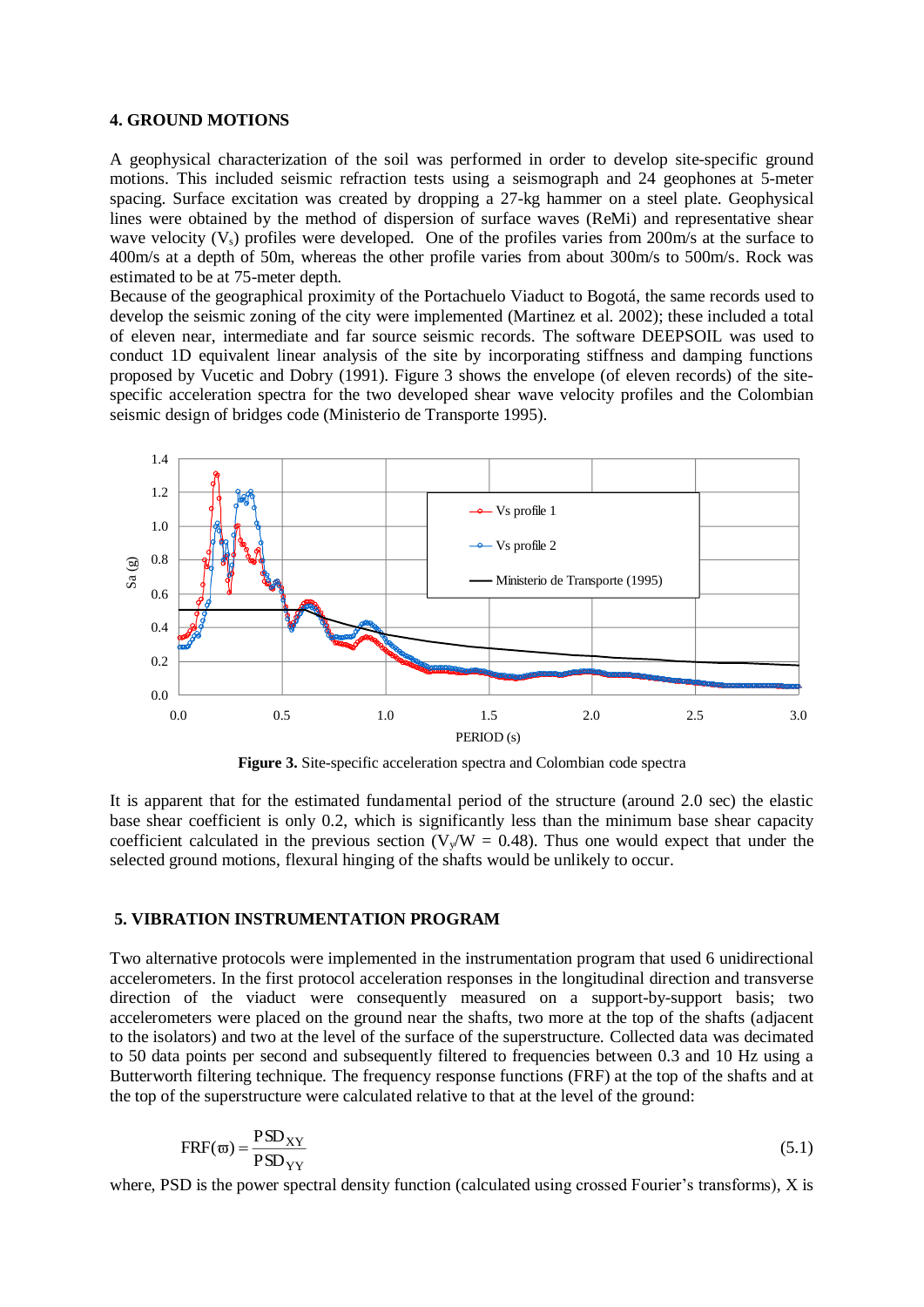## 4. GROUND MOTIONS

A geophysical characterization of the soil was performed in order to develop site-specific ground motions. This included seismic refraction tests using a seismograph and 24 geophones at 5-meter spacing. Surface excitation was created by dropping a 27-kg hammer on a steel plate. Geophysical lines were obtained by the method of dispersion of surface waves (ReMi) and representative shear wave velocity ($V_s$) profiles were developed. One of the profiles varies from 200m/s at the surface to 400m/s at a depth of 50m, whereas the other profile varies from about 300m/s to 500m/s. Rock was estimated to be at 75-meter depth.

Because of the geographical proximity of the Portachuelo Viaduct to Bogotá, the same records used to develop the seismic zoning of the city were implemented (Martinez et al. 2002); these included a total of eleven near, intermediate and far source seismic records. The software DEEPSOIL was used to conduct 1D equivalent linear analysis of the site by incorporating stiffness and damping functions proposed by Vucetic and Dobry (1991). Figure 3 shows the envelope (of eleven records) of the site-specific acceleration spectra for the two developed shear wave velocity profiles and the Colombian seismic design of bridges code (Ministerio de Transporte 1995).

**Figure 3.** Site-specific acceleration spectra and Colombian code spectra

It is apparent that for the estimated fundamental period of the structure (around 2.0 sec) the elastic base shear coefficient is only 0.2, which is significantly less than the minimum base shear capacity coefficient calculated in the previous section ($V_y/W$ = 0.48). Thus one would expect that under the selected ground motions, flexural hinging of the shafts would be unlikely to occur.

## 5. VIBRATION INSTRUMENTATION PROGRAM

Two alternative protocols were implemented in the instrumentation program that used 6 unidirectional accelerometers. In the first protocol acceleration responses in the longitudinal direction and transverse direction of the viaduct were consequently measured on a support-by-support basis; two accelerometers were placed on the ground near the shafts, two more at the top of the shafts (adjacent to the isolators) and two at the level of the surface of the superstructure. Collected data was decimated to 50 data points per second and subsequently filtered to frequencies between 0.3 and 10 Hz using a Butterworth filtering technique. The frequency response functions (FRF) at the top of the shafts and at the top of the superstructure were calculated relative to that at the level of the ground:

$$\mathrm{FRF}(\varpi) = \frac{\mathrm{PSD}_{XY}}{\mathrm{PSD}_{YY}} \tag{5.1}$$

where, PSD is the power spectral density function (calculated using crossed Fourier's transforms), X is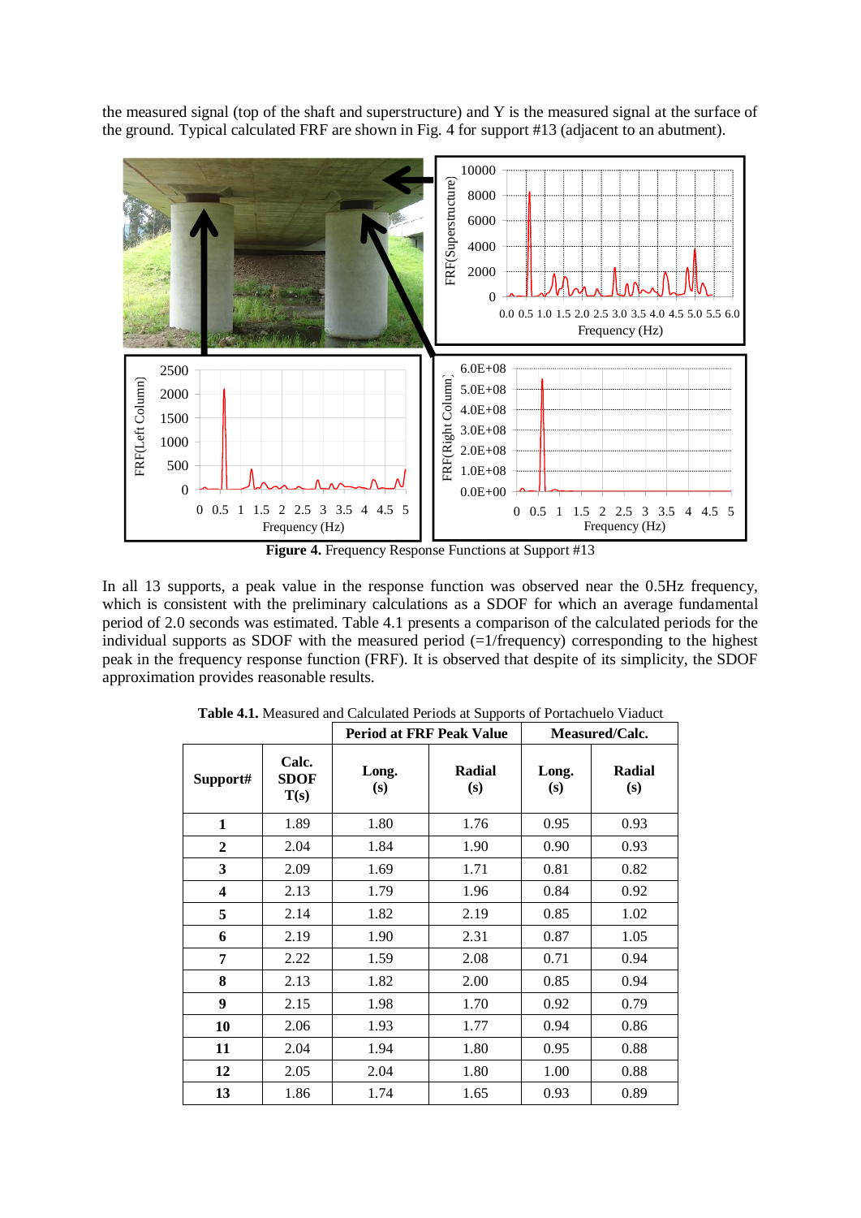the measured signal (top of the shaft and superstructure) and Y is the measured signal at the surface of the ground. Typical calculated FRF are shown in Fig. 4 for support #13 (adjacent to an abutment).

**Figure 4.** Frequency Response Functions at Support #13

In all 13 supports, a peak value in the response function was observed near the 0.5Hz frequency, which is consistent with the preliminary calculations as a SDOF for which an average fundamental period of 2.0 seconds was estimated. Table 4.1 presents a comparison of the calculated periods for the individual supports as SDOF with the measured period (=1/frequency) corresponding to the highest peak in the frequency response function (FRF). It is observed that despite of its simplicity, the SDOF approximation provides reasonable results.

**Table 4.1.** Measured and Calculated Periods at Supports of Portachuelo Viaduct

| Support# | Calc. SDOF T(s) | Period at FRF Peak Value | | Measured/Calc. | |
|---|---|---|---|---|---|
| | | Long. (s) | Radial (s) | Long. (s) | Radial (s) |
| **1** | 1.89 | 1.80 | 1.76 | 0.95 | 0.93 |
| **2** | 2.04 | 1.84 | 1.90 | 0.90 | 0.93 |
| **3** | 2.09 | 1.69 | 1.71 | 0.81 | 0.82 |
| **4** | 2.13 | 1.79 | 1.96 | 0.84 | 0.92 |
| **5** | 2.14 | 1.82 | 2.19 | 0.85 | 1.02 |
| **6** | 2.19 | 1.90 | 2.31 | 0.87 | 1.05 |
| **7** | 2.22 | 1.59 | 2.08 | 0.71 | 0.94 |
| **8** | 2.13 | 1.82 | 2.00 | 0.85 | 0.94 |
| **9** | 2.15 | 1.98 | 1.70 | 0.92 | 0.79 |
| **10** | 2.06 | 1.93 | 1.77 | 0.94 | 0.86 |
| **11** | 2.04 | 1.94 | 1.80 | 0.95 | 0.88 |
| **12** | 2.05 | 2.04 | 1.80 | 1.00 | 0.88 |
| **13** | 1.86 | 1.74 | 1.65 | 0.93 | 0.89 |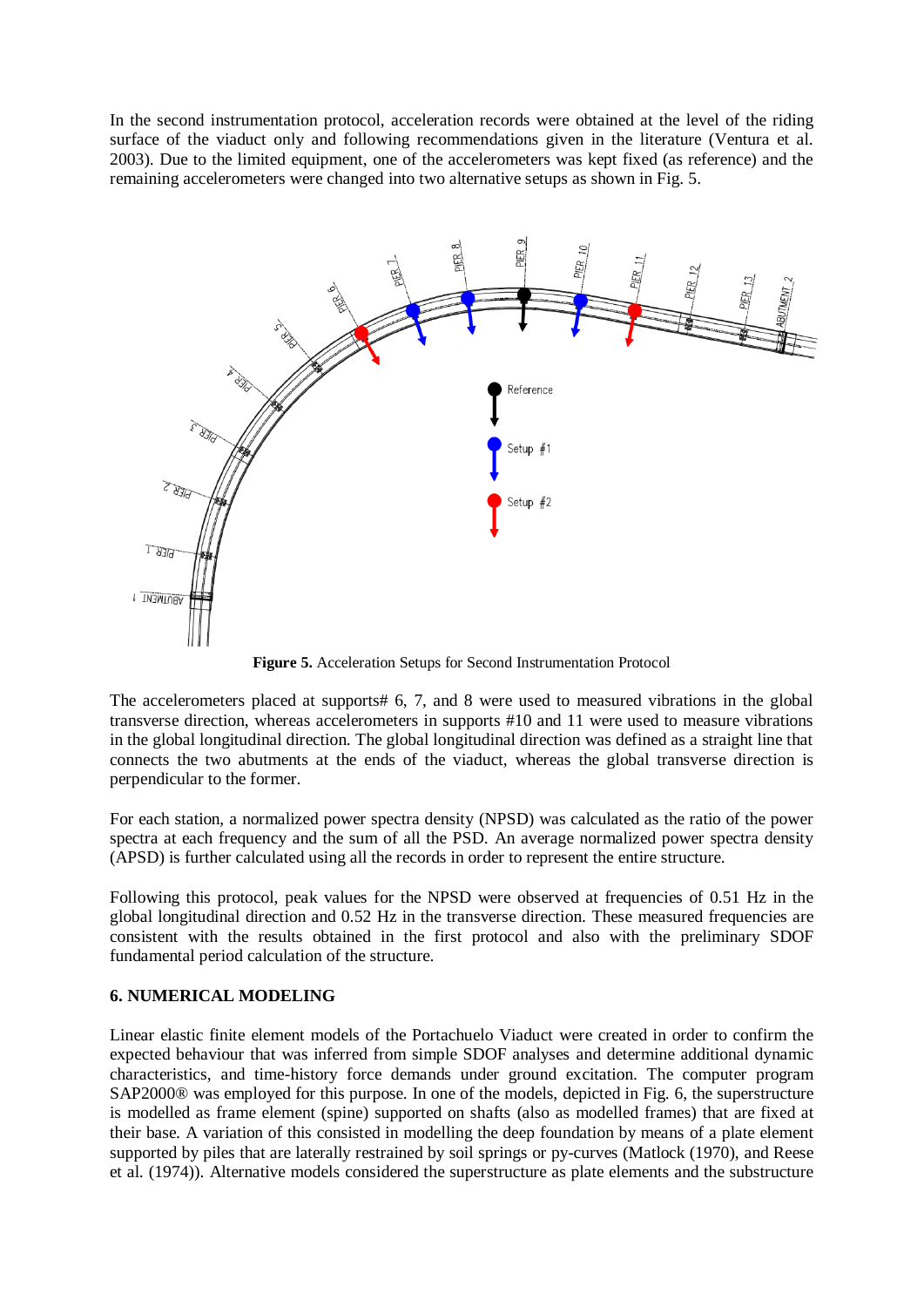In the second instrumentation protocol, acceleration records were obtained at the level of the riding surface of the viaduct only and following recommendations given in the literature (Ventura et al. 2003). Due to the limited equipment, one of the accelerometers was kept fixed (as reference) and the remaining accelerometers were changed into two alternative setups as shown in Fig. 5.

**Figure 5.** Acceleration Setups for Second Instrumentation Protocol

The accelerometers placed at supports# 6, 7, and 8 were used to measured vibrations in the global transverse direction, whereas accelerometers in supports #10 and 11 were used to measure vibrations in the global longitudinal direction. The global longitudinal direction was defined as a straight line that connects the two abutments at the ends of the viaduct, whereas the global transverse direction is perpendicular to the former.

For each station, a normalized power spectra density (NPSD) was calculated as the ratio of the power spectra at each frequency and the sum of all the PSD. An average normalized power spectra density (APSD) is further calculated using all the records in order to represent the entire structure.

Following this protocol, peak values for the NPSD were observed at frequencies of 0.51 Hz in the global longitudinal direction and 0.52 Hz in the transverse direction. These measured frequencies are consistent with the results obtained in the first protocol and also with the preliminary SDOF fundamental period calculation of the structure.

## 6. NUMERICAL MODELING

Linear elastic finite element models of the Portachuelo Viaduct were created in order to confirm the expected behaviour that was inferred from simple SDOF analyses and determine additional dynamic characteristics, and time-history force demands under ground excitation. The computer program SAP2000® was employed for this purpose. In one of the models, depicted in Fig. 6, the superstructure is modelled as frame element (spine) supported on shafts (also as modelled frames) that are fixed at their base. A variation of this consisted in modelling the deep foundation by means of a plate element supported by piles that are laterally restrained by soil springs or py-curves (Matlock (1970), and Reese et al. (1974)). Alternative models considered the superstructure as plate elements and the substructure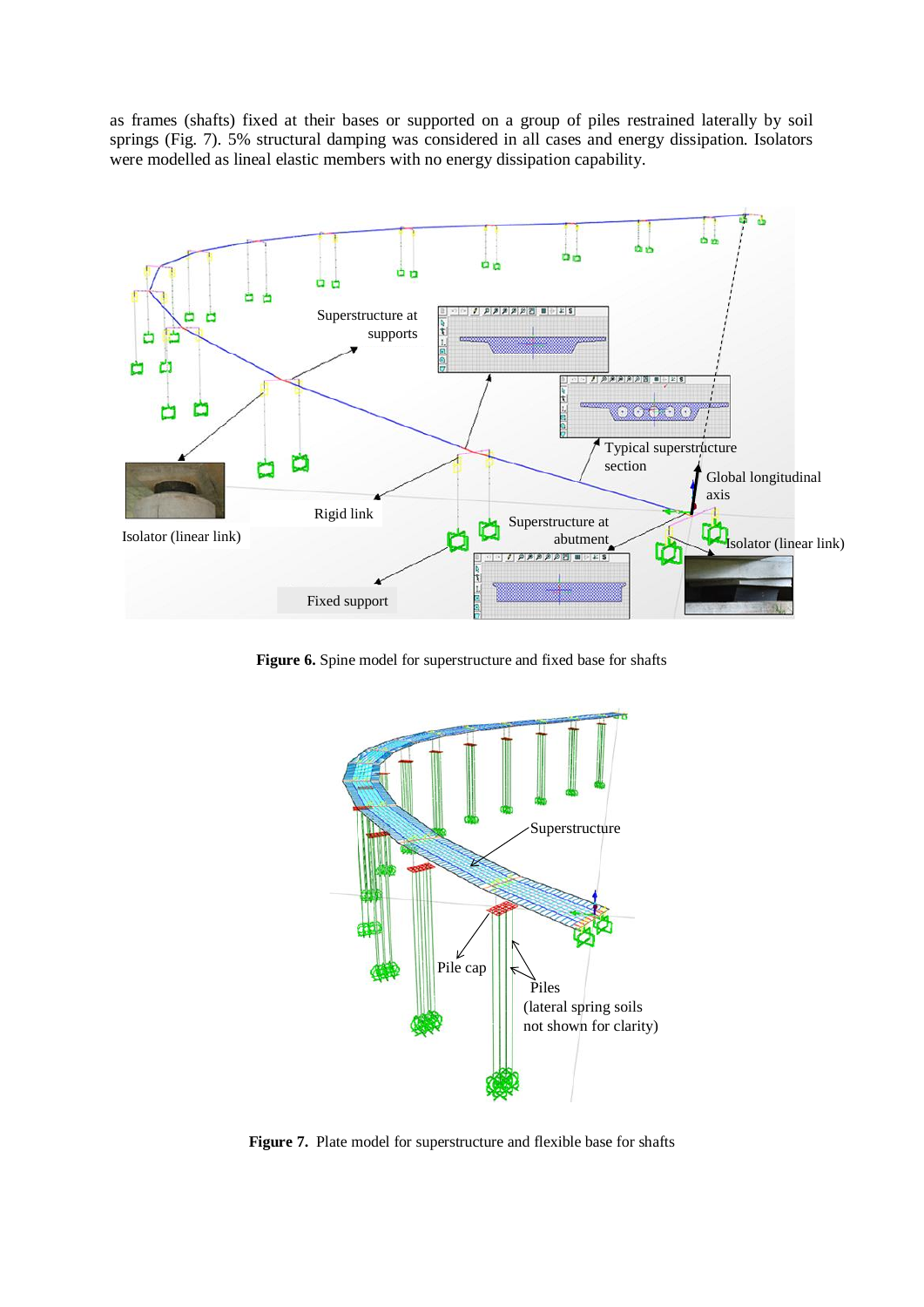as frames (shafts) fixed at their bases or supported on a group of piles restrained laterally by soil springs (Fig. 7). 5% structural damping was considered in all cases and energy dissipation. Isolators were modelled as lineal elastic members with no energy dissipation capability.

**Figure 6.** Spine model for superstructure and fixed base for shafts

**Figure 7.** Plate model for superstructure and flexible base for shafts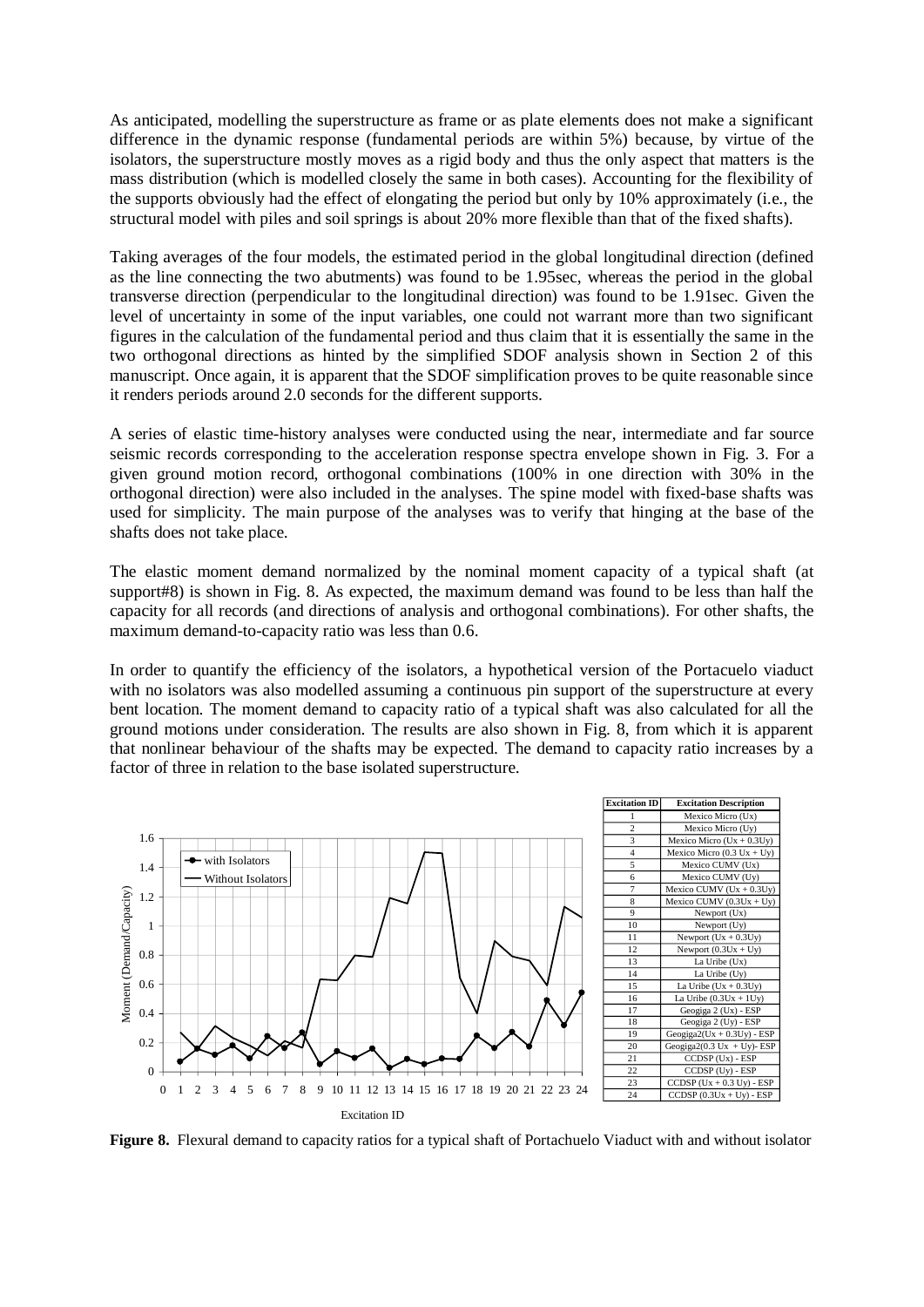As anticipated, modelling the superstructure as frame or as plate elements does not make a significant difference in the dynamic response (fundamental periods are within 5%) because, by virtue of the isolators, the superstructure mostly moves as a rigid body and thus the only aspect that matters is the mass distribution (which is modelled closely the same in both cases). Accounting for the flexibility of the supports obviously had the effect of elongating the period but only by 10% approximately (i.e., the structural model with piles and soil springs is about 20% more flexible than that of the fixed shafts).

Taking averages of the four models, the estimated period in the global longitudinal direction (defined as the line connecting the two abutments) was found to be 1.95sec, whereas the period in the global transverse direction (perpendicular to the longitudinal direction) was found to be 1.91sec. Given the level of uncertainty in some of the input variables, one could not warrant more than two significant figures in the calculation of the fundamental period and thus claim that it is essentially the same in the two orthogonal directions as hinted by the simplified SDOF analysis shown in Section 2 of this manuscript. Once again, it is apparent that the SDOF simplification proves to be quite reasonable since it renders periods around 2.0 seconds for the different supports.

A series of elastic time-history analyses were conducted using the near, intermediate and far source seismic records corresponding to the acceleration response spectra envelope shown in Fig. 3. For a given ground motion record, orthogonal combinations (100% in one direction with 30% in the orthogonal direction) were also included in the analyses. The spine model with fixed-base shafts was used for simplicity. The main purpose of the analyses was to verify that hinging at the base of the shafts does not take place.

The elastic moment demand normalized by the nominal moment capacity of a typical shaft (at support#8) is shown in Fig. 8. As expected, the maximum demand was found to be less than half the capacity for all records (and directions of analysis and orthogonal combinations). For other shafts, the maximum demand-to-capacity ratio was less than 0.6.

In order to quantify the efficiency of the isolators, a hypothetical version of the Portacuelo viaduct with no isolators was also modelled assuming a continuous pin support of the superstructure at every bent location. The moment demand to capacity ratio of a typical shaft was also calculated for all the ground motions under consideration. The results are also shown in Fig. 8, from which it is apparent that nonlinear behaviour of the shafts may be expected. The demand to capacity ratio increases by a factor of three in relation to the base isolated superstructure.

| Excitation ID | Excitation Description |
|---|---|
| 1 | Mexico Micro (Ux) |
| 2 | Mexico Micro (Uy) |
| 3 | Mexico Micro (Ux + 0.3Uy) |
| 4 | Mexico Micro (0.3 Ux + Uy) |
| 5 | Mexico CUMV (Ux) |
| 6 | Mexico CUMV (Uy) |
| 7 | Mexico CUMV (Ux + 0.3Uy) |
| 8 | Mexico CUMV (0.3Ux + Uy) |
| 9 | Newport (Ux) |
| 10 | Newport (Uy) |
| 11 | Newport (Ux + 0.3Uy) |
| 12 | Newport (0.3Ux + Uy) |
| 13 | La Uribe (Ux) |
| 14 | La Uribe (Uy) |
| 15 | La Uribe (Ux + 0.3Uy) |
| 16 | La Uribe (0.3Ux + 1Uy) |
| 17 | Geogiga 2 (Ux) - ESP |
| 18 | Geogiga 2 (Uy) - ESP |
| 19 | Geogiga2(Ux + 0.3Uy) - ESP |
| 20 | Geogiga2(0.3 Ux + Uy)- ESP |
| 21 | CCDSP (Ux) - ESP |
| 22 | CCDSP (Uy) - ESP |
| 23 | CCDSP (Ux + 0.3 Uy) - ESP |
| 24 | CCDSP (0.3Ux + Uy) - ESP |

**Figure 8.** Flexural demand to capacity ratios for a typical shaft of Portachuelo Viaduct with and without isolator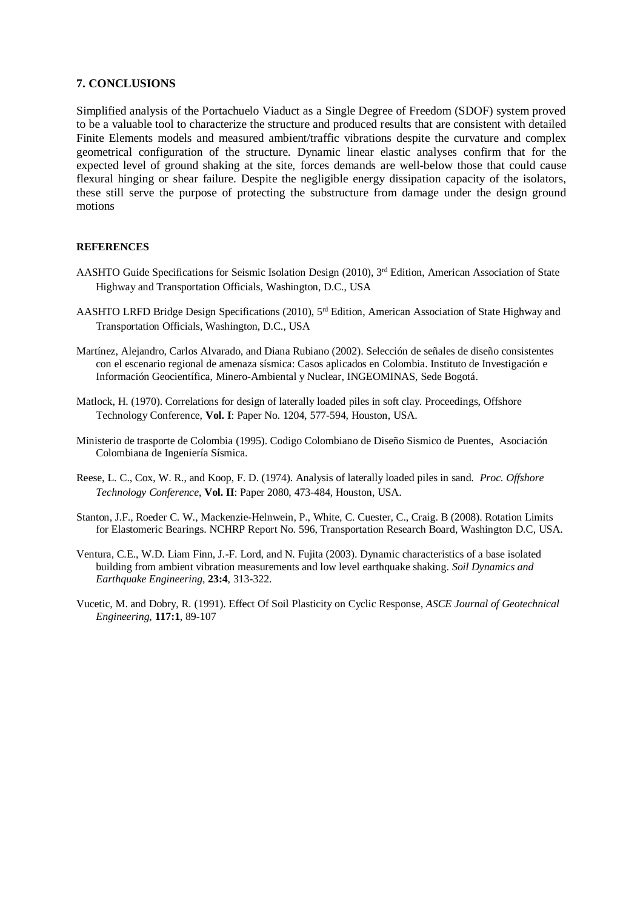## 7. CONCLUSIONS

Simplified analysis of the Portachuelo Viaduct as a Single Degree of Freedom (SDOF) system proved to be a valuable tool to characterize the structure and produced results that are consistent with detailed Finite Elements models and measured ambient/traffic vibrations despite the curvature and complex geometrical configuration of the structure. Dynamic linear elastic analyses confirm that for the expected level of ground shaking at the site, forces demands are well-below those that could cause flexural hinging or shear failure. Despite the negligible energy dissipation capacity of the isolators, these still serve the purpose of protecting the substructure from damage under the design ground motions

### REFERENCES

AASHTO Guide Specifications for Seismic Isolation Design (2010), 3rd Edition, American Association of State Highway and Transportation Officials, Washington, D.C., USA

AASHTO LRFD Bridge Design Specifications (2010), 5rd Edition, American Association of State Highway and Transportation Officials, Washington, D.C., USA

Martínez, Alejandro, Carlos Alvarado, and Diana Rubiano (2002). Selección de señales de diseño consistentes con el escenario regional de amenaza sísmica: Casos aplicados en Colombia. Instituto de Investigación e Información Geocientífica, Minero-Ambiental y Nuclear, INGEOMINAS, Sede Bogotá.

Matlock, H. (1970). Correlations for design of laterally loaded piles in soft clay. Proceedings, Offshore Technology Conference, **Vol. I**: Paper No. 1204, 577-594, Houston, USA.

Ministerio de trasporte de Colombia (1995). Codigo Colombiano de Diseño Sismico de Puentes, Asociación Colombiana de Ingeniería Sísmica.

Reese, L. C., Cox, W. R., and Koop, F. D. (1974). Analysis of laterally loaded piles in sand. *Proc. Offshore Technology Conference*, **Vol. II**: Paper 2080, 473-484, Houston, USA.

Stanton, J.F., Roeder C. W., Mackenzie-Helnwein, P., White, C. Cuester, C., Craig. B (2008). Rotation Limits for Elastomeric Bearings. NCHRP Report No. 596, Transportation Research Board, Washington D.C, USA.

Ventura, C.E., W.D. Liam Finn, J.-F. Lord, and N. Fujita (2003). Dynamic characteristics of a base isolated building from ambient vibration measurements and low level earthquake shaking. *Soil Dynamics and Earthquake Engineering*, **23:4**, 313-322.

Vucetic, M. and Dobry, R. (1991). Effect Of Soil Plasticity on Cyclic Response, *ASCE Journal of Geotechnical Engineering*, **117:1**, 89-107